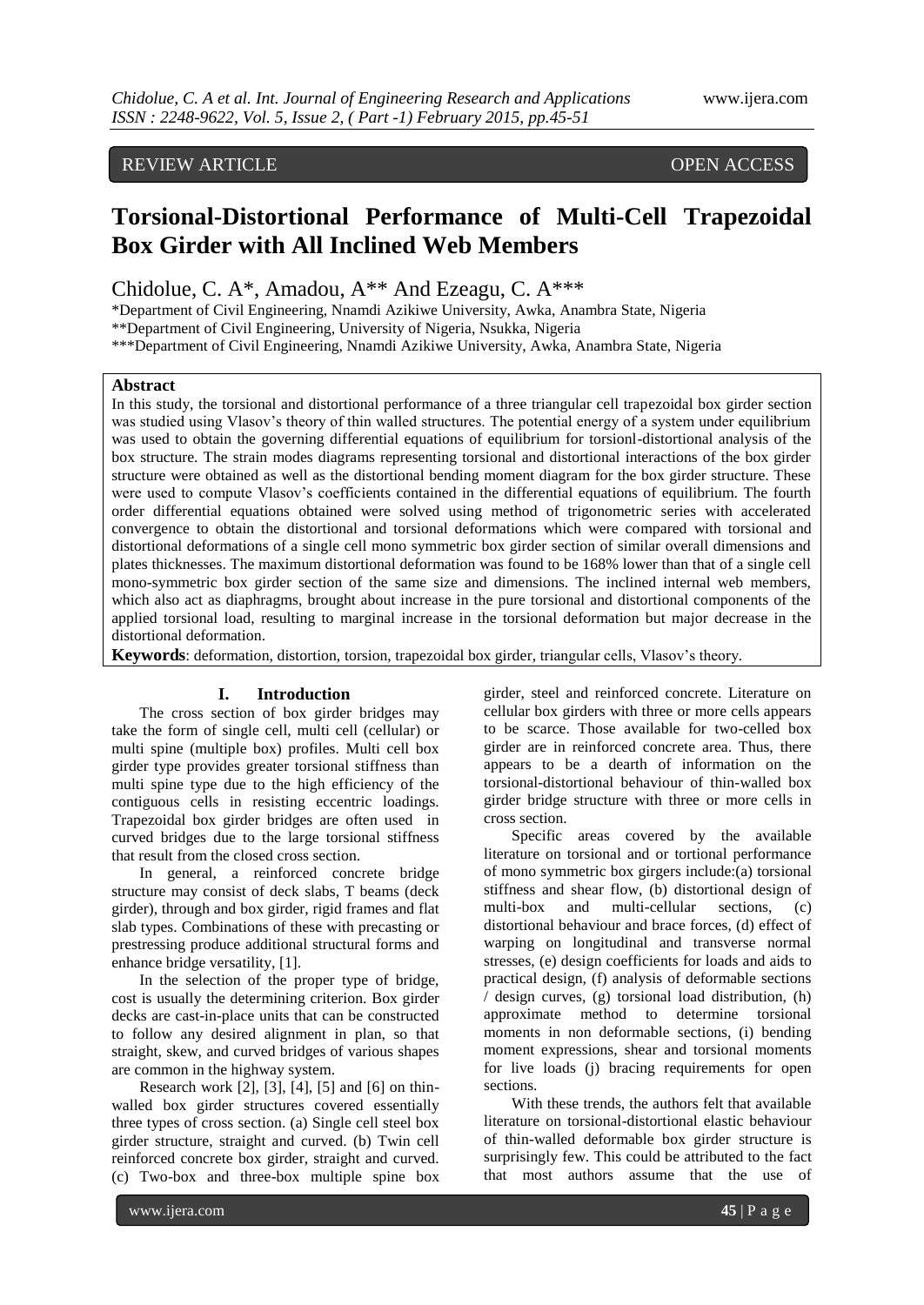REVIEW ARTICLE OPEN ACCESS

# Torsional-Distortional Performance of Multi-Cell Trapezoidal Box Girder with All Inclined Web Members

Chidolue, C. A*, Amadou, A** And Ezeagu, C. A***

*Department of Civil Engineering, Nnamdi Azikiwe University, Awka, Anambra State, Nigeria
**Department of Civil Engineering, University of Nigeria, Nsukka, Nigeria
***Department of Civil Engineering, Nnamdi Azikiwe University, Awka, Anambra State, Nigeria

## Abstract

In this study, the torsional and distortional performance of a three triangular cell trapezoidal box girder section was studied using Vlasov's theory of thin walled structures. The potential energy of a system under equilibrium was used to obtain the governing differential equations of equilibrium for torsionl-distortional analysis of the box structure. The strain modes diagrams representing torsional and distortional interactions of the box girder structure were obtained as well as the distortional bending moment diagram for the box girder structure. These were used to compute Vlasov's coefficients contained in the differential equations of equilibrium. The fourth order differential equations obtained were solved using method of trigonometric series with accelerated convergence to obtain the distortional and torsional deformations which were compared with torsional and distortional deformations of a single cell mono symmetric box girder section of similar overall dimensions and plates thicknesses. The maximum distortional deformation was found to be 168% lower than that of a single cell mono-symmetric box girder section of the same size and dimensions. The inclined internal web members, which also act as diaphragms, brought about increase in the pure torsional and distortional components of the applied torsional load, resulting to marginal increase in the torsional deformation but major decrease in the distortional deformation.

**Keywords**: deformation, distortion, torsion, trapezoidal box girder, triangular cells, Vlasov's theory.

## I. Introduction

The cross section of box girder bridges may take the form of single cell, multi cell (cellular) or multi spine (multiple box) profiles. Multi cell box girder type provides greater torsional stiffness than multi spine type due to the high efficiency of the contiguous cells in resisting eccentric loadings. Trapezoidal box girder bridges are often used in curved bridges due to the large torsional stiffness that result from the closed cross section.

In general, a reinforced concrete bridge structure may consist of deck slabs, T beams (deck girder), through and box girder, rigid frames and flat slab types. Combinations of these with precasting or prestressing produce additional structural forms and enhance bridge versatility, [1].

In the selection of the proper type of bridge, cost is usually the determining criterion. Box girder decks are cast-in-place units that can be constructed to follow any desired alignment in plan, so that straight, skew, and curved bridges of various shapes are common in the highway system.

Research work [2], [3], [4], [5] and [6] on thin-walled box girder structures covered essentially three types of cross section. (a) Single cell steel box girder structure, straight and curved. (b) Twin cell reinforced concrete box girder, straight and curved. (c) Two-box and three-box multiple spine box girder, steel and reinforced concrete. Literature on cellular box girders with three or more cells appears to be scarce. Those available for two-celled box girder are in reinforced concrete area. Thus, there appears to be a dearth of information on the torsional-distortional behaviour of thin-walled box girder bridge structure with three or more cells in cross section.

Specific areas covered by the available literature on torsional and or tortional performance of mono symmetric box girgers include:(a) torsional stiffness and shear flow, (b) distortional design of multi-box and multi-cellular sections, (c) distortional behaviour and brace forces, (d) effect of warping on longitudinal and transverse normal stresses, (e) design coefficients for loads and aids to practical design, (f) analysis of deformable sections / design curves, (g) torsional load distribution, (h) approximate method to determine torsional moments in non deformable sections, (i) bending moment expressions, shear and torsional moments for live loads (j) bracing requirements for open sections.

With these trends, the authors felt that available literature on torsional-distortional elastic behaviour of thin-walled deformable box girder structure is surprisingly few. This could be attributed to the fact that most authors assume that the use of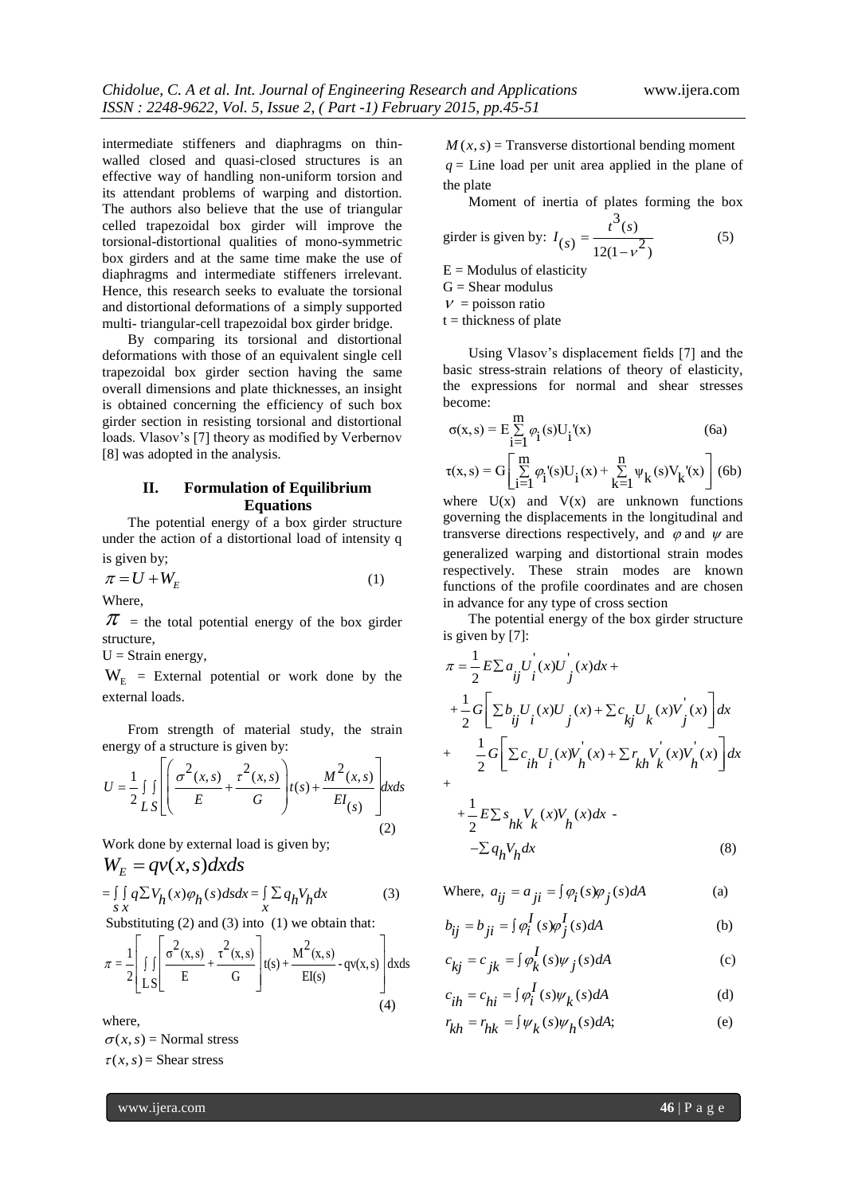intermediate stiffeners and diaphragms on thin-walled closed and quasi-closed structures is an effective way of handling non-uniform torsion and its attendant problems of warping and distortion. The authors also believe that the use of triangular celled trapezoidal box girder will improve the torsional-distortional qualities of mono-symmetric box girders and at the same time make the use of diaphragms and intermediate stiffeners irrelevant. Hence, this research seeks to evaluate the torsional and distortional deformations of a simply supported multi- triangular-cell trapezoidal box girder bridge.

By comparing its torsional and distortional deformations with those of an equivalent single cell trapezoidal box girder section having the same overall dimensions and plate thicknesses, an insight is obtained concerning the efficiency of such box girder section in resisting torsional and distortional loads. Vlasov's [7] theory as modified by Verbernov [8] was adopted in the analysis.

## II. Formulation of Equilibrium Equations

The potential energy of a box girder structure under the action of a distortional load of intensity q is given by;

$$\pi = U + W_E \tag{1}$$

Where,

$\pi$ = the total potential energy of the box girder structure,

U = Strain energy,

$W_E$ = External potential or work done by the external loads.

From strength of material study, the strain energy of a structure is given by:

$$U = \frac{1}{2}\int_L\int_S\left[\left(\frac{\sigma^2(x,s)}{E}+\frac{\tau^2(x,s)}{G}\right)t(s)+\frac{M^2(x,s)}{EI_{(s)}}\right]dxds \tag{2}$$

Work done by external load is given by;

$$W_E = qv(x,s)dxds$$

$$= \int_s\int_x q\sum V_h(x)\varphi_h(s)dsdx = \int_x \sum q_h V_h dx \tag{3}$$

Substituting (2) and (3) into (1) we obtain that:

$$\pi = \frac{1}{2}\left[\int_L\int_S\left[\frac{\sigma^2(x,s)}{E}+\frac{\tau^2(x,s)}{G}\right]t(s)+\frac{M^2(x,s)}{EI(s)} - qv(x,s)\right]dxds \tag{4}$$

where,

$\sigma(x,s)$ = Normal stress

$\tau(x,s)$ = Shear stress

$M(x,s)$ = Transverse distortional bending moment

$q$ = Line load per unit area applied in the plane of the plate

Moment of inertia of plates forming the box girder is given by: $I_{(s)} = \dfrac{t^3(s)}{12(1-\nu^2)}$ (5)

E = Modulus of elasticity

G = Shear modulus

$\nu$ = poisson ratio

t = thickness of plate

Using Vlasov's displacement fields [7] and the basic stress-strain relations of theory of elasticity, the expressions for normal and shear stresses become:

$$\sigma(x,s) = E\sum_{i=1}^{m}\varphi_i(s)U_i'(x) \tag{6a}$$

$$\tau(x,s) = G\left[\sum_{i=1}^{m}\varphi_i'(s)U_i(x) + \sum_{k=1}^{n}\psi_k(s)V_k'(x)\right] \tag{6b}$$

where U(x) and V(x) are unknown functions governing the displacements in the longitudinal and transverse directions respectively, and $\varphi$ and $\psi$ are generalized warping and distortional strain modes respectively. These strain modes are known functions of the profile coordinates and are chosen in advance for any type of cross section

The potential energy of the box girder structure is given by [7]:

$$\begin{aligned}
\pi &= \frac{1}{2}E\sum a_{ij}U_i'(x)U_j'(x)dx + \\
&+\frac{1}{2}G\left[\sum b_{ij}U_i(x)U_j(x) + \sum c_{kj}U_k(x)V_j'(x)\right]dx \\
&+ \quad \frac{1}{2}G\left[\sum c_{ih}U_i(x)V_h'(x) + \sum r_{kh}V_k'(x)V_h'(x)\right]dx \\
&+ \\
&+\frac{1}{2}E\sum s_{hk}V_k(x)V_h(x)dx \text{ -} \\
&-\sum q_h V_h dx
\end{aligned} \tag{8}$$

Where, $a_{ij} = a_{ji} = \int\varphi_i(s)\varphi_j(s)dA$ (a)

$b_{ij} = b_{ji} = \int\varphi_i^I(s)\varphi_j^I(s)dA$ (b)

$c_{kj} = c_{jk} = \int\varphi_k^I(s)\psi_j(s)dA$ (c)

$c_{ih} = c_{hi} = \int\varphi_i^I(s)\psi_k(s)dA$ (d)

$r_{kh} = r_{hk} = \int\psi_k(s)\psi_h(s)dA;$ (e)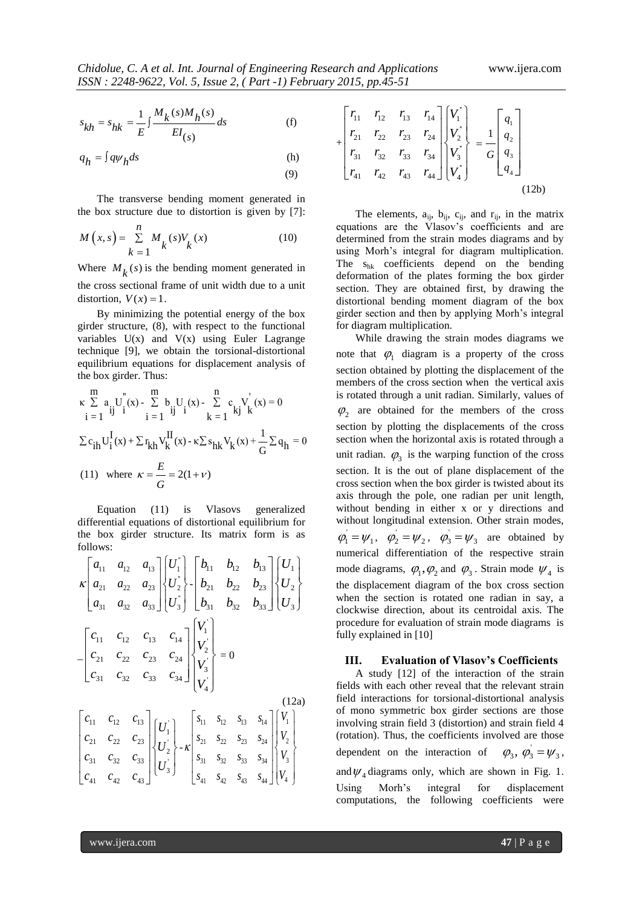$$s_{kh} = s_{hk} = \frac{1}{E}\int \frac{M_k(s)M_h(s)}{EI_{(s)}}ds \qquad \text{(f)}$$

$$q_h = \int q\psi_h ds \qquad \text{(h)}$$

(9)

The transverse bending moment generated in the box structure due to distortion is given by [7]:

$$M(x,s) = \sum_{k=1}^{n} M_k(s)V_k(x) \qquad (10)$$

Where $M_k(s)$ is the bending moment generated in the cross sectional frame of unit width due to a unit distortion, $V(x) = 1$.

By minimizing the potential energy of the box girder structure, (8), with respect to the functional variables U(x) and V(x) using Euler Lagrange technique [9], we obtain the torsional-distortional equilibrium equations for displacement analysis of the box girder. Thus:

$$\kappa \sum_{i=1}^{m} a_{ij}U_i''(x) - \sum_{i=1}^{m} b_{ij}U_i(x) - \sum_{k=1}^{n} c_{kj}V_k'(x) = 0$$

$$\sum c_{ih}U_i^{I}(x) + \sum r_{kh}V_k^{II}(x) - \kappa \sum s_{hk}V_k(x) + \frac{1}{G}\sum q_h = 0$$

(11) where $\kappa = \frac{E}{G} = 2(1+\nu)$

Equation (11) is Vlasovs generalized differential equations of distortional equilibrium for the box girder structure. Its matrix form is as follows:

$$\kappa \begin{bmatrix} a_{11} & a_{12} & a_{13} \\ a_{21} & a_{22} & a_{23} \\ a_{31} & a_{32} & a_{33} \end{bmatrix} \begin{Bmatrix} U_1'' \\ U_2'' \\ U_3'' \end{Bmatrix} - \begin{bmatrix} b_{11} & b_{12} & b_{13} \\ b_{21} & b_{22} & b_{23} \\ b_{31} & b_{32} & b_{33} \end{bmatrix} \begin{Bmatrix} U_1 \\ U_2 \\ U_3 \end{Bmatrix}$$

$$- \begin{bmatrix} c_{11} & c_{12} & c_{13} & c_{14} \\ c_{21} & c_{22} & c_{23} & c_{24} \\ c_{31} & c_{32} & c_{33} & c_{34} \end{bmatrix} \begin{Bmatrix} V_1' \\ V_2' \\ V_3' \\ V_4' \end{Bmatrix} = 0$$

(12a)

$$\begin{bmatrix} c_{11} & c_{12} & c_{13} \\ c_{21} & c_{22} & c_{23} \\ c_{31} & c_{32} & c_{33} \\ c_{41} & c_{42} & c_{43} \end{bmatrix} \begin{Bmatrix} U_1' \\ U_2' \\ U_3' \end{Bmatrix} - \kappa \begin{bmatrix} s_{11} & s_{12} & s_{13} & s_{14} \\ s_{21} & s_{22} & s_{23} & s_{24} \\ s_{31} & s_{32} & s_{33} & s_{34} \\ s_{41} & s_{42} & s_{43} & s_{44} \end{bmatrix} \begin{Bmatrix} V_1 \\ V_2 \\ V_3 \\ V_4 \end{Bmatrix}$$

$$+ \begin{bmatrix} r_{11} & r_{12} & r_{13} & r_{14} \\ r_{21} & r_{22} & r_{23} & r_{24} \\ r_{31} & r_{32} & r_{33} & r_{34} \\ r_{41} & r_{42} & r_{43} & r_{44} \end{bmatrix} \begin{Bmatrix} V_1'' \\ V_2'' \\ V_3'' \\ V_4'' \end{Bmatrix} = \frac{1}{G} \begin{bmatrix} q_1 \\ q_2 \\ q_3 \\ q_4 \end{bmatrix}$$

(12b)

The elements, $a_{ij}$, $b_{ij}$, $c_{ij}$, and $r_{ij}$, in the matrix equations are the Vlasov's coefficients and are determined from the strain modes diagrams and by using Morh's integral for diagram multiplication. The $s_{hk}$ coefficients depend on the bending deformation of the plates forming the box girder section. They are obtained first, by drawing the distortional bending moment diagram of the box girder section and then by applying Morh's integral for diagram multiplication.

While drawing the strain modes diagrams we note that $\varphi_1$ diagram is a property of the cross section obtained by plotting the displacement of the members of the cross section when the vertical axis is rotated through a unit radian. Similarly, values of $\varphi_2$ are obtained for the members of the cross section by plotting the displacements of the cross section when the horizontal axis is rotated through a unit radian. $\varphi_3$ is the warping function of the cross section. It is the out of plane displacement of the cross section when the box girder is twisted about its axis through the pole, one radian per unit length, without bending in either x or y directions and without longitudinal extension. Other strain modes, $\varphi_1' = \psi_1$, $\varphi_2' = \psi_2$, $\varphi_3' = \psi_3$ are obtained by numerical differentiation of the respective strain mode diagrams, $\varphi_1, \varphi_2$ and $\varphi_3$. Strain mode $\psi_4$ is the displacement diagram of the box cross section when the section is rotated one radian in say, a clockwise direction, about its centroidal axis. The procedure for evaluation of strain mode diagrams is fully explained in [10]

## III. Evaluation of Vlasov's Coefficients

A study [12] of the interaction of the strain fields with each other reveal that the relevant strain field interactions for torsional-distortional analysis of mono symmetric box girder sections are those involving strain field 3 (distortion) and strain field 4 (rotation). Thus, the coefficients involved are those dependent on the interaction of $\varphi_3$, $\varphi_3' = \psi_3$, and $\psi_4$ diagrams only, which are shown in Fig. 1. Using Morh's integral for displacement computations, the following coefficients were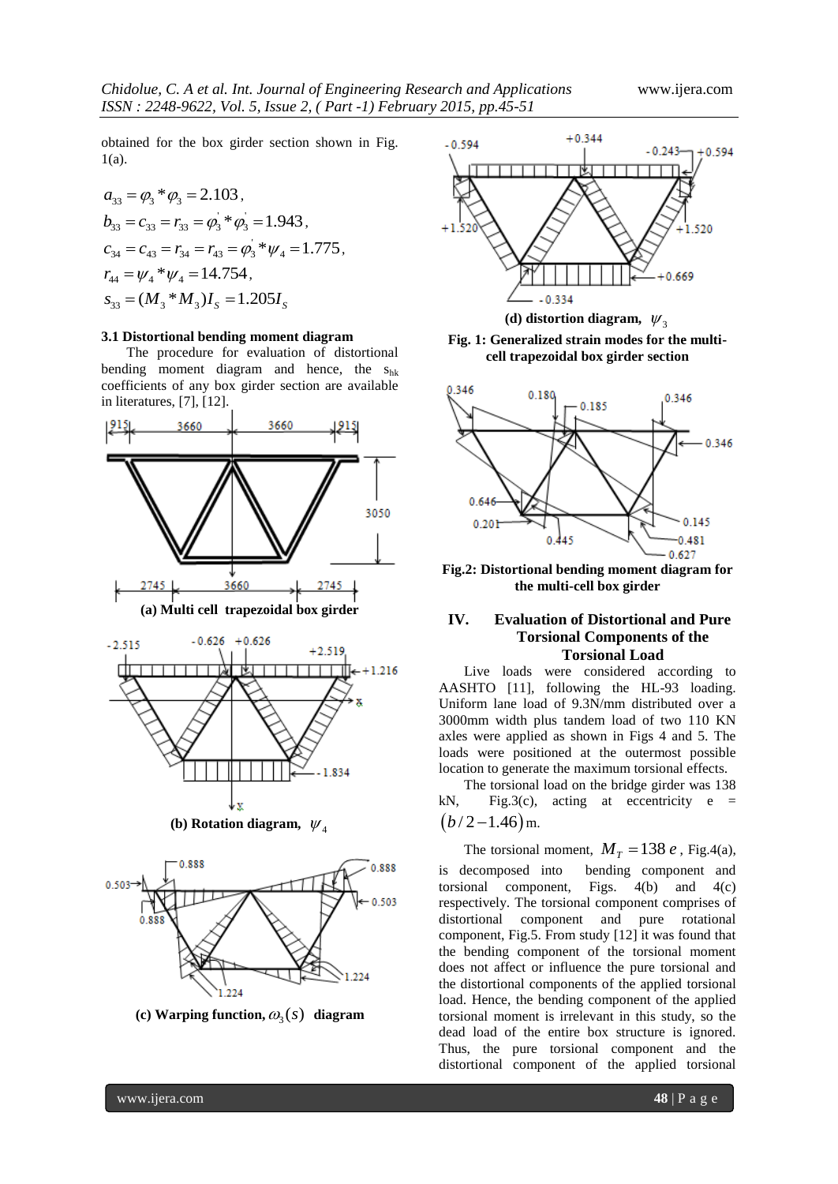obtained for the box girder section shown in Fig. 1(a).

$$a_{33} = \varphi_3 * \varphi_3 = 2.103,$$
$$b_{33} = c_{33} = r_{33} = \varphi_3' * \varphi_3' = 1.943,$$
$$c_{34} = c_{43} = r_{34} = r_{43} = \varphi_3' * \psi_4 = 1.775,$$
$$r_{44} = \psi_4 * \psi_4 = 14.754,$$
$$s_{33} = (M_3 * M_3) I_S = 1.205 I_S$$

### 3.1 Distortional bending moment diagram

The procedure for evaluation of distortional bending moment diagram and hence, the $s_{hk}$ coefficients of any box girder section are available in literatures, [7], [12].

**(a) Multi cell trapezoidal box girder**

**(b) Rotation diagram, $\psi_4$**

**(c) Warping function, $\omega_3(s)$ diagram**

**(d) distortion diagram, $\psi_3$**

**Fig. 1: Generalized strain modes for the multi-cell trapezoidal box girder section**

**Fig.2: Distortional bending moment diagram for the multi-cell box girder**

## IV. Evaluation of Distortional and Pure Torsional Components of the Torsional Load

Live loads were considered according to AASHTO [11], following the HL-93 loading. Uniform lane load of 9.3N/mm distributed over a 3000mm width plus tandem load of two 110 KN axles were applied as shown in Figs 4 and 5. The loads were positioned at the outermost possible location to generate the maximum torsional effects.

The torsional load on the bridge girder was 138 kN, Fig.3(c), acting at eccentricity $e = (b/2 - 1.46)$ m.

The torsional moment, $M_T = 138\, e$, Fig.4(a), is decomposed into bending component and torsional component, Figs. 4(b) and 4(c) respectively. The torsional component comprises of distortional component and pure rotational component, Fig.5. From study [12] it was found that the bending component of the torsional moment does not affect or influence the pure torsional and the distortional components of the applied torsional load. Hence, the bending component of the applied torsional moment is irrelevant in this study, so the dead load of the entire box structure is ignored. Thus, the pure torsional component and the distortional component of the applied torsional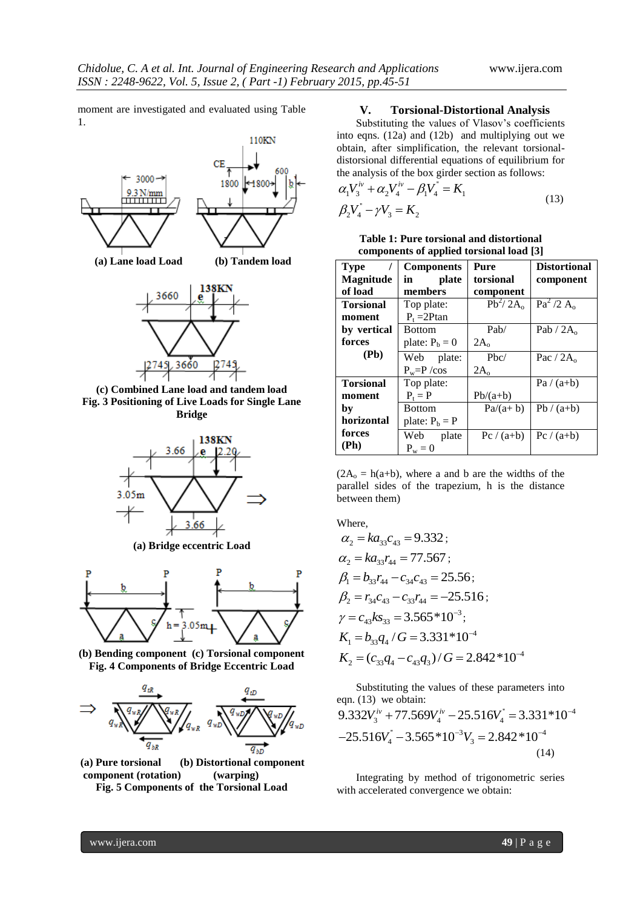moment are investigated and evaluated using Table 1.

(a) Lane load Load (b) Tandem load

(c) Combined Lane load and tandem load
**Fig. 3 Positioning of Live Loads for Single Lane Bridge**

(a) Bridge eccentric Load

(b) Bending component (c) Torsional component
**Fig. 4 Components of Bridge Eccentric Load**

(a) Pure torsional component (rotation) (b) Distortional component (warping)
**Fig. 5 Components of the Torsional Load**

## V. Torsional-Distortional Analysis

Substituting the values of Vlasov's coefficients into eqns. (12a) and (12b) and multiplying out we obtain, after simplification, the relevant torsional-distorsional differential equations of equilibrium for the analysis of the box girder section as follows:

$$\alpha_1 V_3^{iv} + \alpha_2 V_4^{iv} - \beta_1 V_4^{''} = K_1$$
$$\beta_2 V_4^{''} - \gamma V_3 = K_2 \tag{13}$$

**Table 1: Pure torsional and distortional components of applied torsional load [3]**

| Type / Magnitude of load | Components in plate members | Pure torsional component | Distortional component |
|---|---|---|---|
| **Torsional moment by vertical forces (Pb)** | Top plate: $P_t = 2P\tan$ | $Pb^2/2A_o$ | $Pa^2/2A_o$ |
| | Bottom plate: $P_b = 0$ | $Pab/2A_o$ | $Pab/2A_o$ |
| | Web plate: $P_w = P/\cos$ | $Pbc/2A_o$ | $Pac/2A_o$ |
| **Torsional moment by horizontal forces (Ph)** | Top plate: $P_t = P$ | $Pb/(a+b)$ | $Pa/(a+b)$ |
| | Bottom plate: $P_b = P$ | $Pa/(a+b)$ | $Pb/(a+b)$ |
| | Web plate $P_w = 0$ | $Pc/(a+b)$ | $Pc/(a+b)$ |

($2A_o = h(a+b)$, where a and b are the widths of the parallel sides of the trapezium, h is the distance between them)

Where,

$\alpha_2 = ka_{33}c_{43} = 9.332$;

$\alpha_2 = ka_{33}r_{44} = 77.567$;

$\beta_1 = b_{33}r_{44} - c_{34}c_{43} = 25.56$;

$\beta_2 = r_{34}c_{43} - c_{33}r_{44} = -25.516$;

$\gamma = c_{43}ks_{33} = 3.565*10^{-3}$;

$K_1 = b_{33}q_4 / G = 3.331*10^{-4}$

$K_2 = (c_{33}q_4 - c_{43}q_3)/G = 2.842*10^{-4}$

Substituting the values of these parameters into eqn. (13) we obtain:

$$9.332V_3^{iv} + 77.569V_4^{iv} - 25.516V_4^{''} = 3.331*10^{-4}$$
$$-25.516V_4^{''} - 3.565*10^{-3}V_3 = 2.842*10^{-4} \tag{14}$$

Integrating by method of trigonometric series with accelerated convergence we obtain: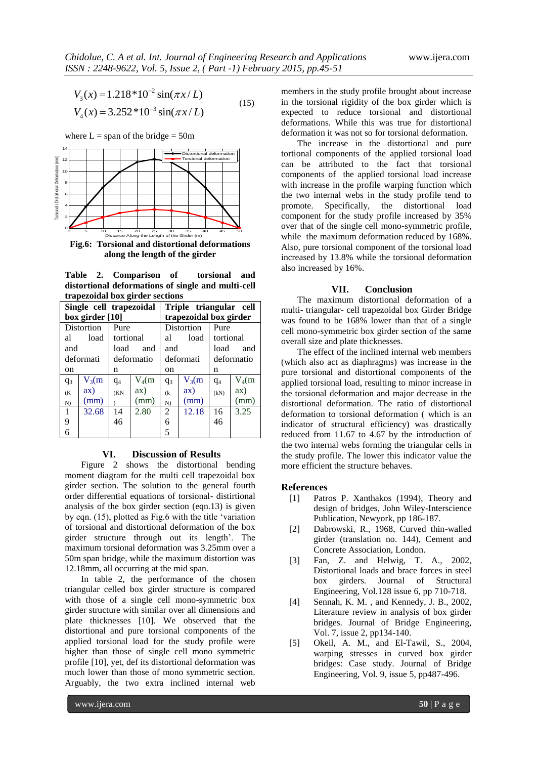$$V_3(x) = 1.218*10^{-2}\sin(\pi x/L)$$
$$V_4(x) = 3.252*10^{-3}\sin(\pi x/L) \qquad (15)$$

where L = span of the bridge = 50m

**Fig.6: Torsional and distortional deformations along the length of the girder**

**Table 2. Comparison of torsional and distortional deformations of single and multi-cell trapezoidal box girder sections**

| Single cell trapezoidal box girder [10] | | | | Triple triangular cell trapezoidal box girder | | | |
|---|---|---|---|---|---|---|---|
| Distortional load and deformation | | Pure tortional load and deformation | | Distortional load and deformation | | Pure tortional load and deformation | |
| $q_3$ (KN) | $V_3$(max) (mm) | $q_4$ (KN) | $V_4$(max) (mm) | $q_3$ (kN) | $V_3$(max) (mm) | $q_4$ (kN) | $V_4$(max) (mm) |
| 196 | 32.68 | 1446 | 2.80 | 265 | 12.18 | 1646 | 3.25 |

## VI. Discussion of Results

Figure 2 shows the distortional bending moment diagram for the multi cell trapezoidal box girder section. The solution to the general fourth order differential equations of torsional- distirtional analysis of the box girder section (eqn.13) is given by eqn. (15), plotted as Fig.6 with the title 'variation of torsional and distortional deformation of the box girder structure through out its length'. The maximum torsional deformation was 3.25mm over a 50m span bridge, while the maximum distortion was 12.18mm, all occurring at the mid span.

In table 2, the performance of the chosen triangular celled box girder structure is compared with those of a single cell mono-symmetric box girder structure with similar over all dimensions and plate thicknesses [10]. We observed that the distortional and pure torsional components of the applied torsional load for the study profile were higher than those of single cell mono symmetric profile [10], yet, def its distortional deformation was much lower than those of mono symmetric section. Arguably, the two extra inclined internal web members in the study profile brought about increase in the torsional rigidity of the box girder which is expected to reduce torsional and distortional deformations. While this was true for distortional deformation it was not so for torsional deformation.

The increase in the distortional and pure tortional components of the applied torsional load can be attributed to the fact that torsional components of the applied torsional load increase with increase in the profile warping function which the two internal webs in the study profile tend to promote. Specifically, the distortional load component for the study profile increased by 35% over that of the single cell mono-symmetric profile, while the maximum deformation reduced by 168%. Also, pure torsional component of the torsional load increased by 13.8% while the torsional deformation also increased by 16%.

## VII. Conclusion

The maximum distortional deformation of a multi- triangular- cell trapezoidal box Girder Bridge was found to be 168% lower than that of a single cell mono-symmetric box girder section of the same overall size and plate thicknesses.

The effect of the inclined internal web members (which also act as diaphragms) was increase in the pure torsional and distortional components of the applied torsional load, resulting to minor increase in the torsional deformation and major decrease in the distortional deformation. The ratio of distortional deformation to torsional deformation ( which is an indicator of structural efficiency) was drastically reduced from 11.67 to 4.67 by the introduction of the two internal webs forming the triangular cells in the study profile. The lower this indicator value the more efficient the structure behaves.

## References

[1] Patros P. Xanthakos (1994), Theory and design of bridges, John Wiley-Interscience Publication, Newyork, pp 186-187.

[2] Dabrowski, R., 1968, Curved thin-walled girder (translation no. 144), Cement and Concrete Association, London.

[3] Fan, Z. and Helwig, T. A., 2002, Distortional loads and brace forces in steel box girders. Journal of Structural Engineering, Vol.128 issue 6, pp 710-718.

[4] Sennah, K. M. , and Kennedy, J. B., 2002, Literature review in analysis of box girder bridges. Journal of Bridge Engineering, Vol. 7, issue 2, pp134-140.

[5] Okeil, A. M., and El-Tawil, S., 2004, warping stresses in curved box girder bridges: Case study. Journal of Bridge Engineering, Vol. 9, issue 5, pp487-496.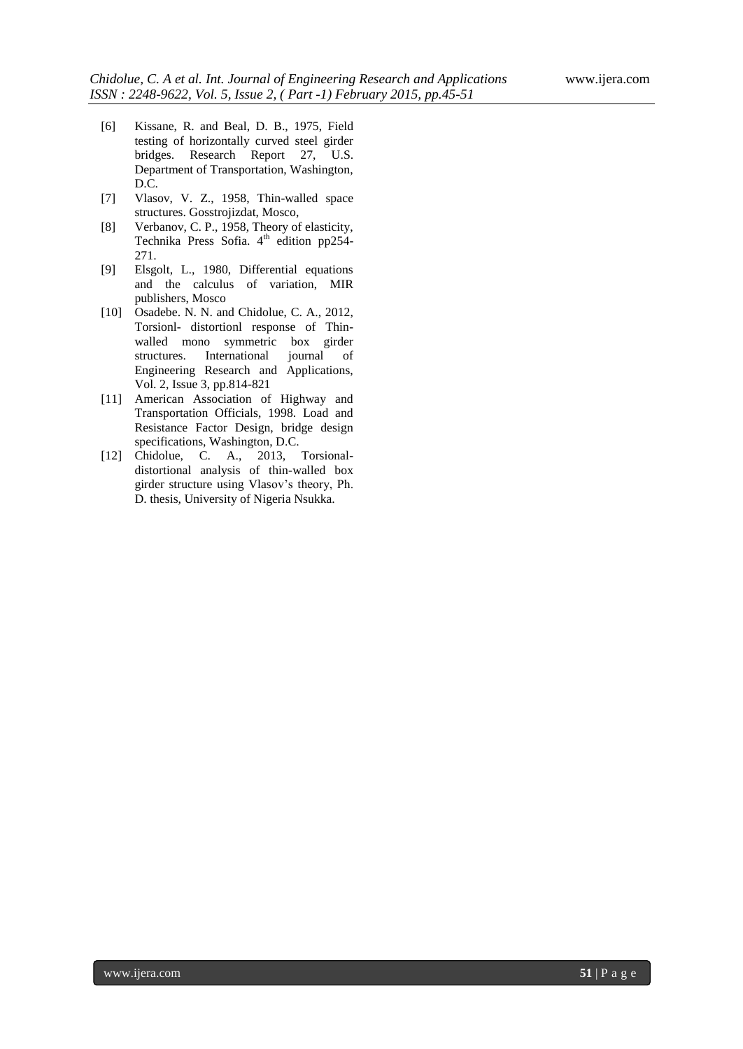[6] Kissane, R. and Beal, D. B., 1975, Field testing of horizontally curved steel girder bridges. Research Report 27, U.S. Department of Transportation, Washington, D.C.

[7] Vlasov, V. Z., 1958, Thin-walled space structures. Gosstrojizdat, Mosco,

[8] Verbanov, C. P., 1958, Theory of elasticity, Technika Press Sofia. 4th edition pp254-271.

[9] Elsgolt, L., 1980, Differential equations and the calculus of variation, MIR publishers, Mosco

[10] Osadebe. N. N. and Chidolue, C. A., 2012, Torsionl- distortionl response of Thin-walled mono symmetric box girder structures. International journal of Engineering Research and Applications, Vol. 2, Issue 3, pp.814-821

[11] American Association of Highway and Transportation Officials, 1998. Load and Resistance Factor Design, bridge design specifications, Washington, D.C.

[12] Chidolue, C. A., 2013, Torsional-distortional analysis of thin-walled box girder structure using Vlasov's theory, Ph. D. thesis, University of Nigeria Nsukka.